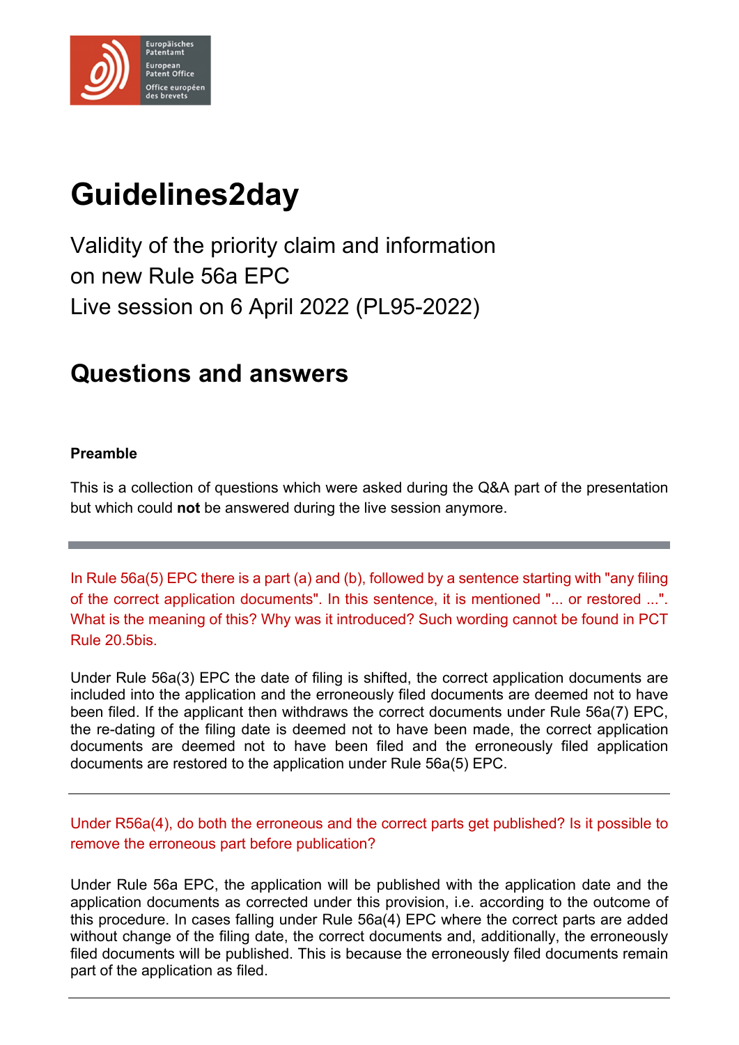# Guidelines2day

Validity of the priority claim and information on new Rule 56a EPC
Live session on 6 April 2022 (PL95-2022)

## Questions and answers

**Preamble**

This is a collection of questions which were asked during the Q&A part of the presentation but which could **not** be answered during the live session anymore.

---

In Rule 56a(5) EPC there is a part (a) and (b), followed by a sentence starting with "any filing of the correct application documents". In this sentence, it is mentioned "... or restored ...". What is the meaning of this? Why was it introduced? Such wording cannot be found in PCT Rule 20.5bis.

Under Rule 56a(3) EPC the date of filing is shifted, the correct application documents are included into the application and the erroneously filed documents are deemed not to have been filed. If the applicant then withdraws the correct documents under Rule 56a(7) EPC, the re-dating of the filing date is deemed not to have been made, the correct application documents are deemed not to have been filed and the erroneously filed application documents are restored to the application under Rule 56a(5) EPC.

---

Under R56a(4), do both the erroneous and the correct parts get published? Is it possible to remove the erroneous part before publication?

Under Rule 56a EPC, the application will be published with the application date and the application documents as corrected under this provision, i.e. according to the outcome of this procedure. In cases falling under Rule 56a(4) EPC where the correct parts are added without change of the filing date, the correct documents and, additionally, the erroneously filed documents will be published. This is because the erroneously filed documents remain part of the application as filed.

---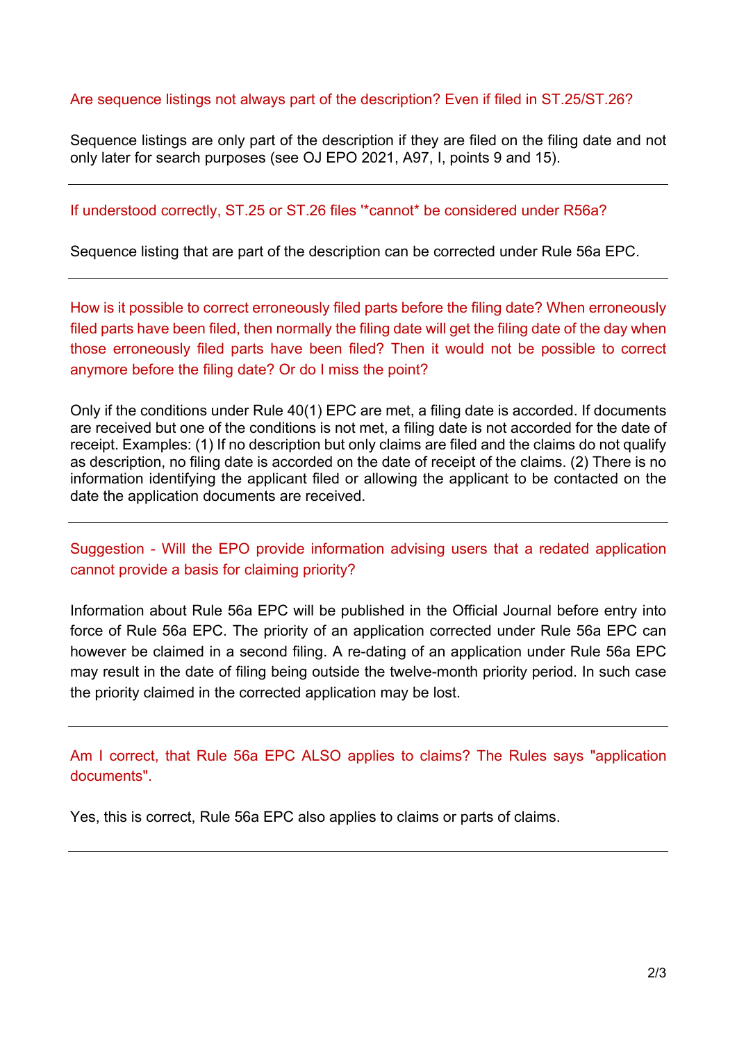Are sequence listings not always part of the description? Even if filed in ST.25/ST.26?

Sequence listings are only part of the description if they are filed on the filing date and not only later for search purposes (see OJ EPO 2021, A97, I, points 9 and 15).

---

If understood correctly, ST.25 or ST.26 files '*cannot* be considered under R56a?

Sequence listing that are part of the description can be corrected under Rule 56a EPC.

---

How is it possible to correct erroneously filed parts before the filing date? When erroneously filed parts have been filed, then normally the filing date will get the filing date of the day when those erroneously filed parts have been filed? Then it would not be possible to correct anymore before the filing date? Or do I miss the point?

Only if the conditions under Rule 40(1) EPC are met, a filing date is accorded. If documents are received but one of the conditions is not met, a filing date is not accorded for the date of receipt. Examples: (1) If no description but only claims are filed and the claims do not qualify as description, no filing date is accorded on the date of receipt of the claims. (2) There is no information identifying the applicant filed or allowing the applicant to be contacted on the date the application documents are received.

---

Suggestion - Will the EPO provide information advising users that a redated application cannot provide a basis for claiming priority?

Information about Rule 56a EPC will be published in the Official Journal before entry into force of Rule 56a EPC. The priority of an application corrected under Rule 56a EPC can however be claimed in a second filing. A re-dating of an application under Rule 56a EPC may result in the date of filing being outside the twelve-month priority period. In such case the priority claimed in the corrected application may be lost.

---

Am I correct, that Rule 56a EPC ALSO applies to claims? The Rules says "application documents".

Yes, this is correct, Rule 56a EPC also applies to claims or parts of claims.

---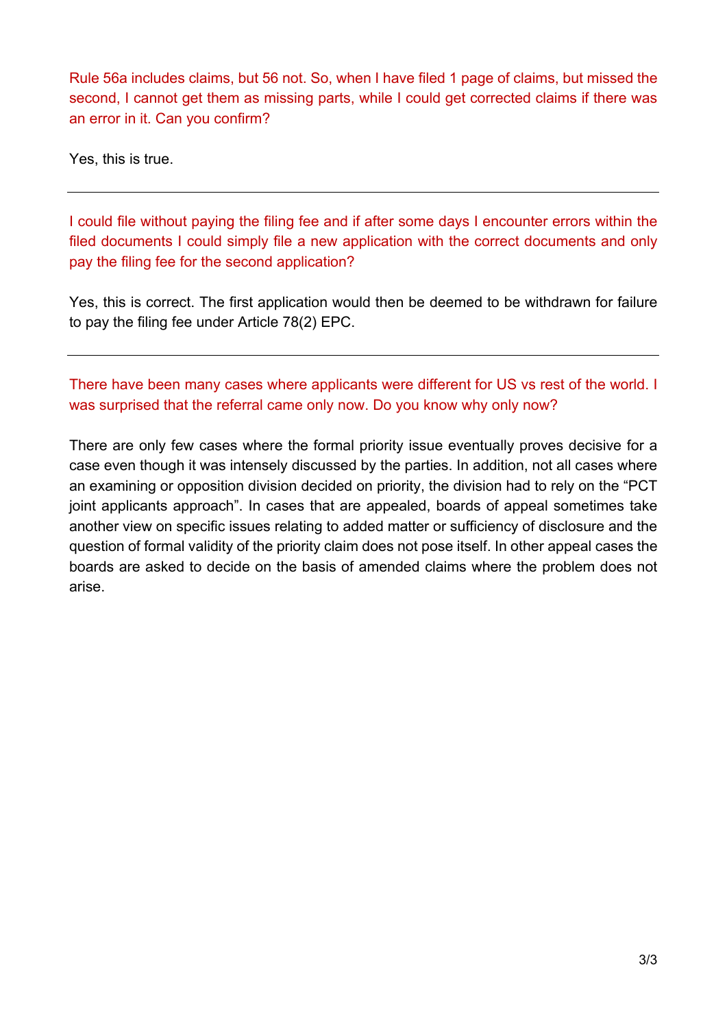Rule 56a includes claims, but 56 not. So, when I have filed 1 page of claims, but missed the second, I cannot get them as missing parts, while I could get corrected claims if there was an error in it. Can you confirm?

Yes, this is true.

---

I could file without paying the filing fee and if after some days I encounter errors within the filed documents I could simply file a new application with the correct documents and only pay the filing fee for the second application?

Yes, this is correct. The first application would then be deemed to be withdrawn for failure to pay the filing fee under Article 78(2) EPC.

---

There have been many cases where applicants were different for US vs rest of the world. I was surprised that the referral came only now. Do you know why only now?

There are only few cases where the formal priority issue eventually proves decisive for a case even though it was intensely discussed by the parties. In addition, not all cases where an examining or opposition division decided on priority, the division had to rely on the "PCT joint applicants approach". In cases that are appealed, boards of appeal sometimes take another view on specific issues relating to added matter or sufficiency of disclosure and the question of formal validity of the priority claim does not pose itself. In other appeal cases the boards are asked to decide on the basis of amended claims where the problem does not arise.